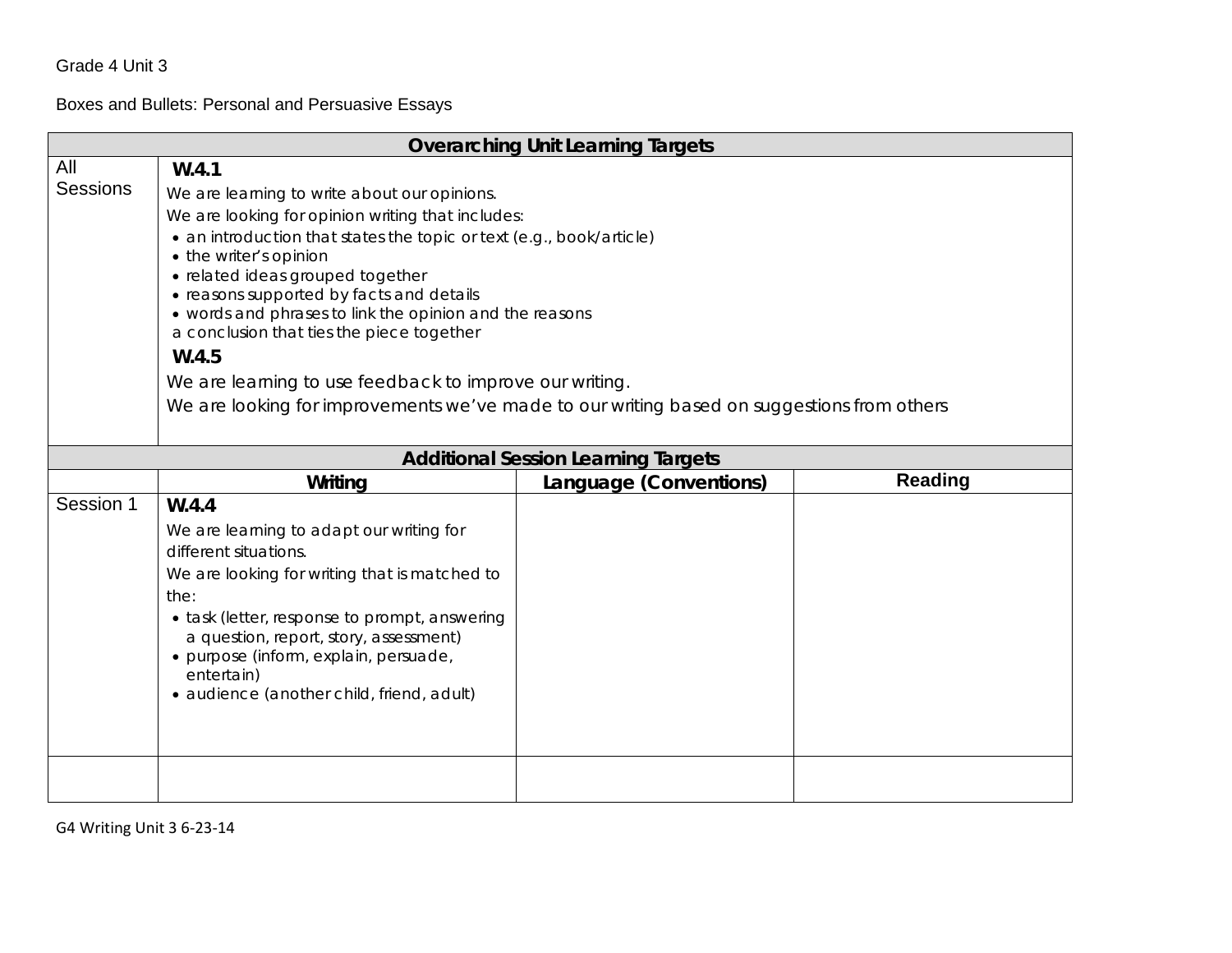Grade 4 Unit 3

Boxes and Bullets: Personal and Persuasive Essays

| Overarching Unit Learning Targets | | | |
|---|---|---|---|
| All Sessions | **W.4.1**<br>We are learning to write about our opinions.<br>We are looking for opinion writing that includes:<br>• an introduction that states the topic or text (e.g., book/article)<br>• the writer's opinion<br>• related ideas grouped together<br>• reasons supported by facts and details<br>• words and phrases to link the opinion and the reasons<br>a conclusion that ties the piece together<br>**W.4.5**<br>We are learning to use feedback to improve our writing.<br>We are looking for improvements we've made to our writing based on suggestions from others | | |
| **Additional Session Learning Targets** | | | |
| | **Writing** | **Language (Conventions)** | **Reading** |
| Session 1 | **W.4.4**<br>We are learning to adapt our writing for different situations.<br>We are looking for writing that is matched to the:<br>• task (letter, response to prompt, answering a question, report, story, assessment)<br>• purpose (inform, explain, persuade, entertain)<br>• audience (another child, friend, adult) | | |
| | | | |

G4 Writing Unit 3 6-23-14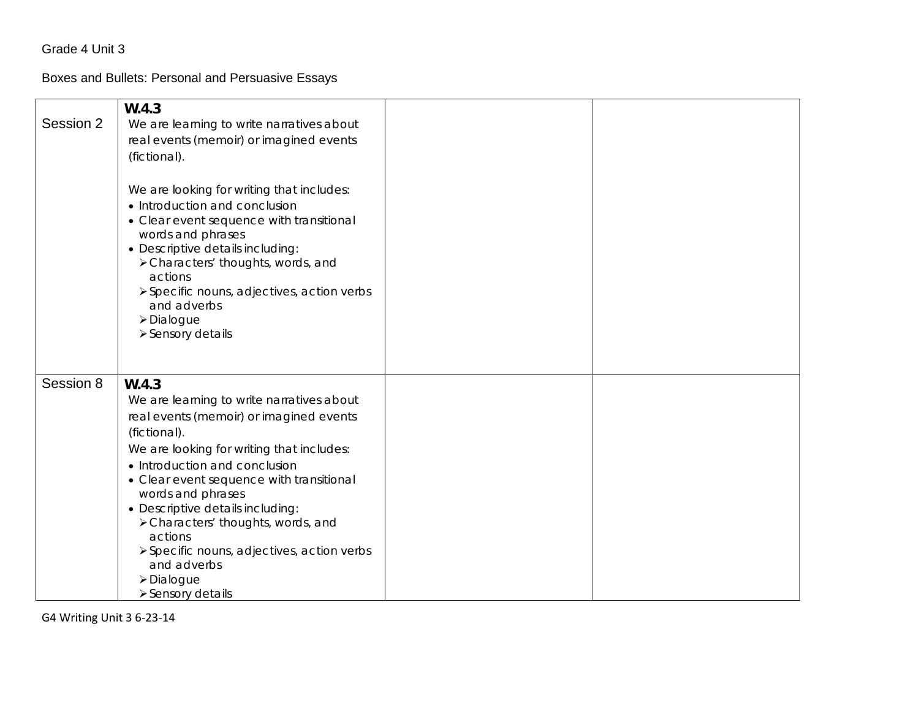Grade 4 Unit 3

Boxes and Bullets: Personal and Persuasive Essays

| | | | |
|---|---|---|---|
| Session 2 | **W.4.3**<br>We are learning to write narratives about real events (memoir) or imagined events (fictional).<br><br>We are looking for writing that includes:<br>• Introduction and conclusion<br>• Clear event sequence with transitional words and phrases<br>• Descriptive details including:<br>➢ Characters' thoughts, words, and actions<br>➢ Specific nouns, adjectives, action verbs and adverbs<br>➢ Dialogue<br>➢ Sensory details | | |
| Session 8 | **W.4.3**<br>We are learning to write narratives about real events (memoir) or imagined events (fictional).<br>We are looking for writing that includes:<br>• Introduction and conclusion<br>• Clear event sequence with transitional words and phrases<br>• Descriptive details including:<br>➢ Characters' thoughts, words, and actions<br>➢ Specific nouns, adjectives, action verbs and adverbs<br>➢ Dialogue<br>➢ Sensory details | | |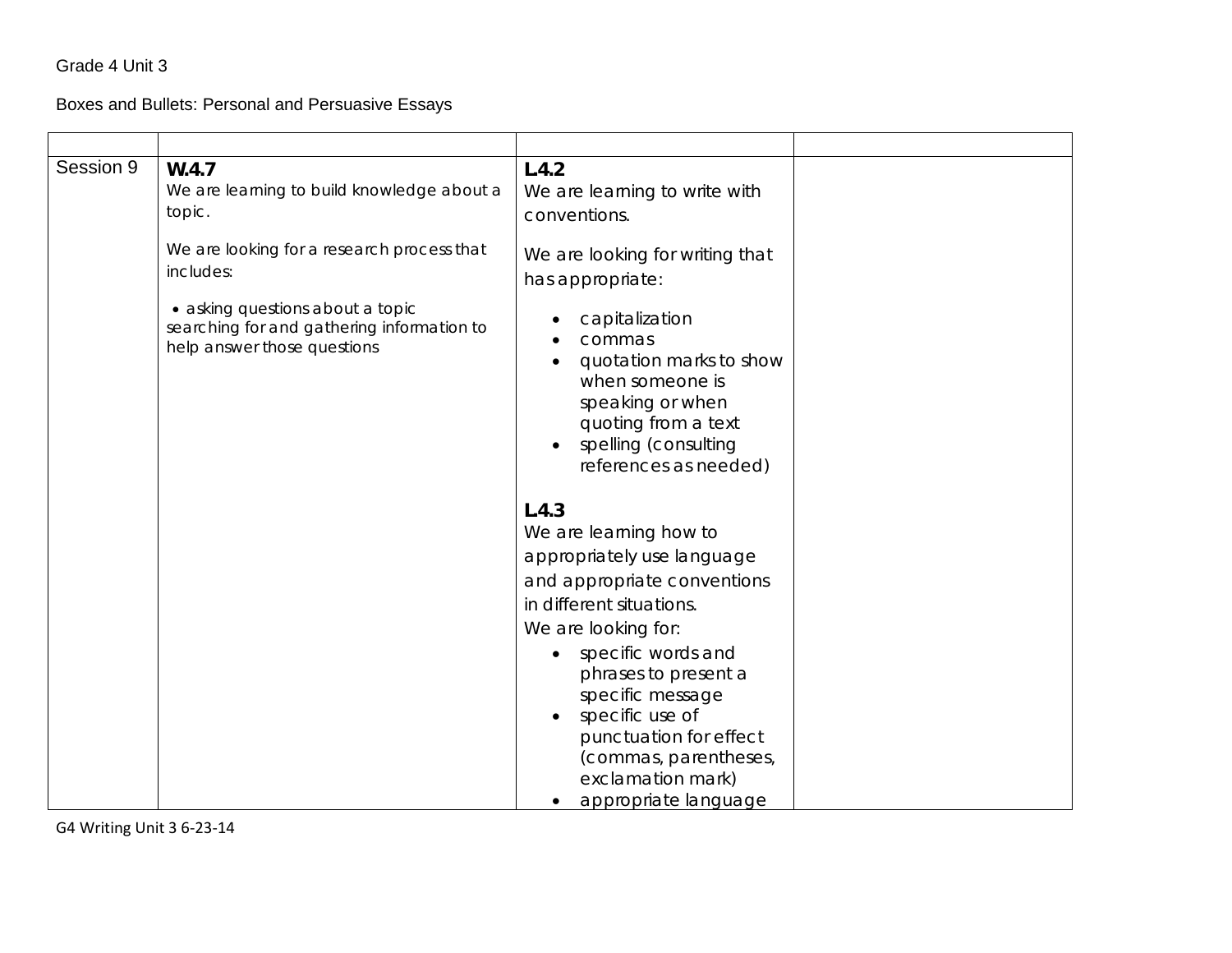Grade 4 Unit 3

Boxes and Bullets: Personal and Persuasive Essays

| | | | |
|---|---|---|---|
| Session 9 | **W.4.7**<br>We are learning to build knowledge about a topic.<br><br>We are looking for a research process that includes:<br><br>• asking questions about a topic searching for and gathering information to help answer those questions | **L.4.2**<br>We are learning to write with conventions.<br><br>We are looking for writing that has appropriate:<br><br>• capitalization<br>• commas<br>• quotation marks to show when someone is speaking or when quoting from a text<br>• spelling (consulting references as needed)<br><br>**L.4.3**<br>We are learning how to appropriately use language and appropriate conventions in different situations.<br>We are looking for:<br>• specific words and phrases to present a specific message<br>• specific use of punctuation for effect (commas, parentheses, exclamation mark)<br>• appropriate language | |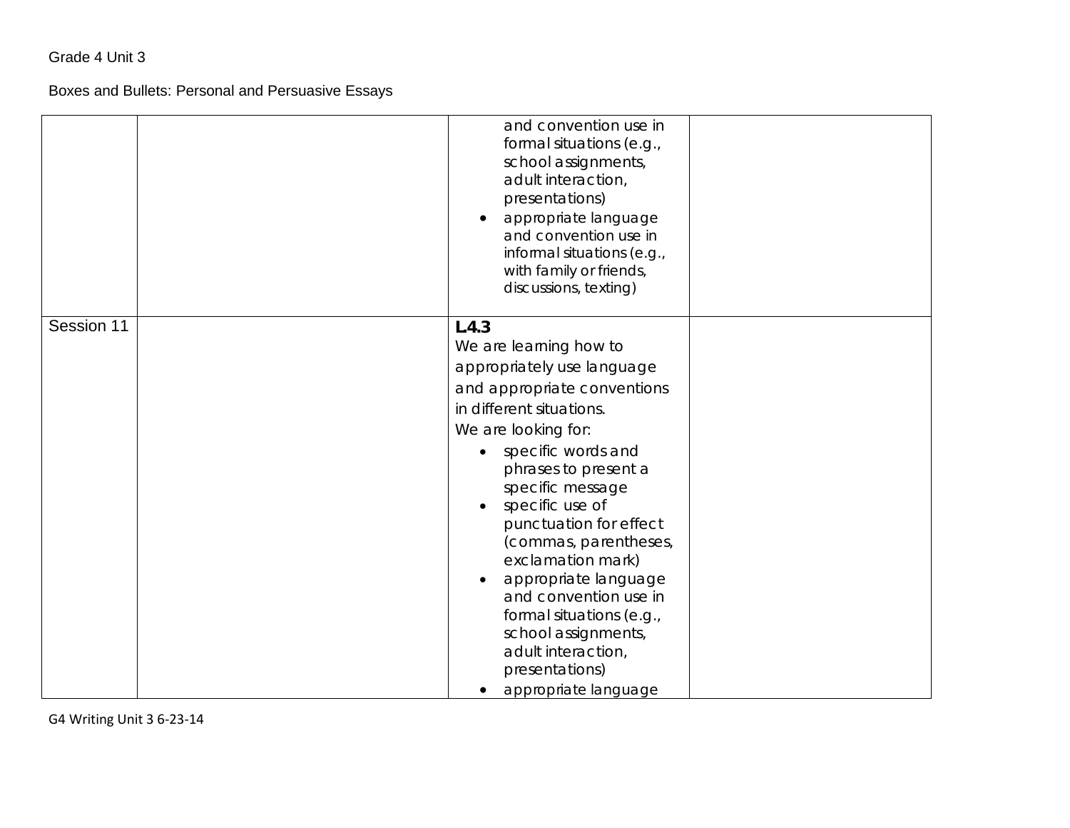| | | | |
|---|---|---|---|
| | | • appropriate language and convention use in formal situations (e.g., school assignments, adult interaction, presentations)<br>• appropriate language and convention use in informal situations (e.g., with family or friends, discussions, texting) | |
| Session 11 | | **L4.3**<br>We are learning how to appropriately use language and appropriate conventions in different situations.<br>We are looking for:<br>• specific words and phrases to present a specific message<br>• specific use of punctuation for effect (commas, parentheses, exclamation mark)<br>• appropriate language and convention use in formal situations (e.g., school assignments, adult interaction, presentations)<br>• appropriate language | |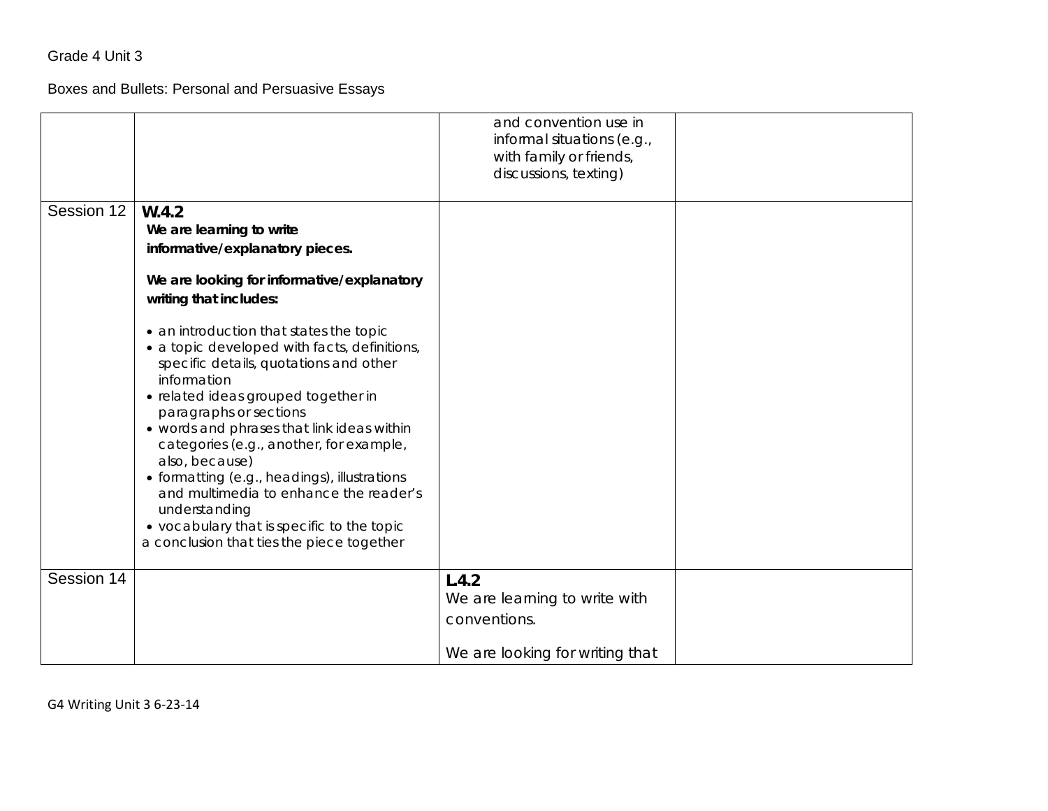Grade 4 Unit 3

Boxes and Bullets: Personal and Persuasive Essays

| | | | |
|---|---|---|---|
| | | and convention use in informal situations (e.g., with family or friends, discussions, texting) | |
| Session 12 | **W.4.2**<br>**We are learning to write informative/explanatory pieces.**<br><br>**We are looking for informative/explanatory writing that includes:**<br><br>• an introduction that states the topic<br>• a topic developed with facts, definitions, specific details, quotations and other information<br>• related ideas grouped together in paragraphs or sections<br>• words and phrases that link ideas within categories (e.g., another, for example, also, because)<br>• formatting (e.g., headings), illustrations and multimedia to enhance the reader's understanding<br>• vocabulary that is specific to the topic<br>a conclusion that ties the piece together | | |
| Session 14 | | **L.4.2**<br>We are learning to write with conventions.<br><br>We are looking for writing that | |

G4 Writing Unit 3 6-23-14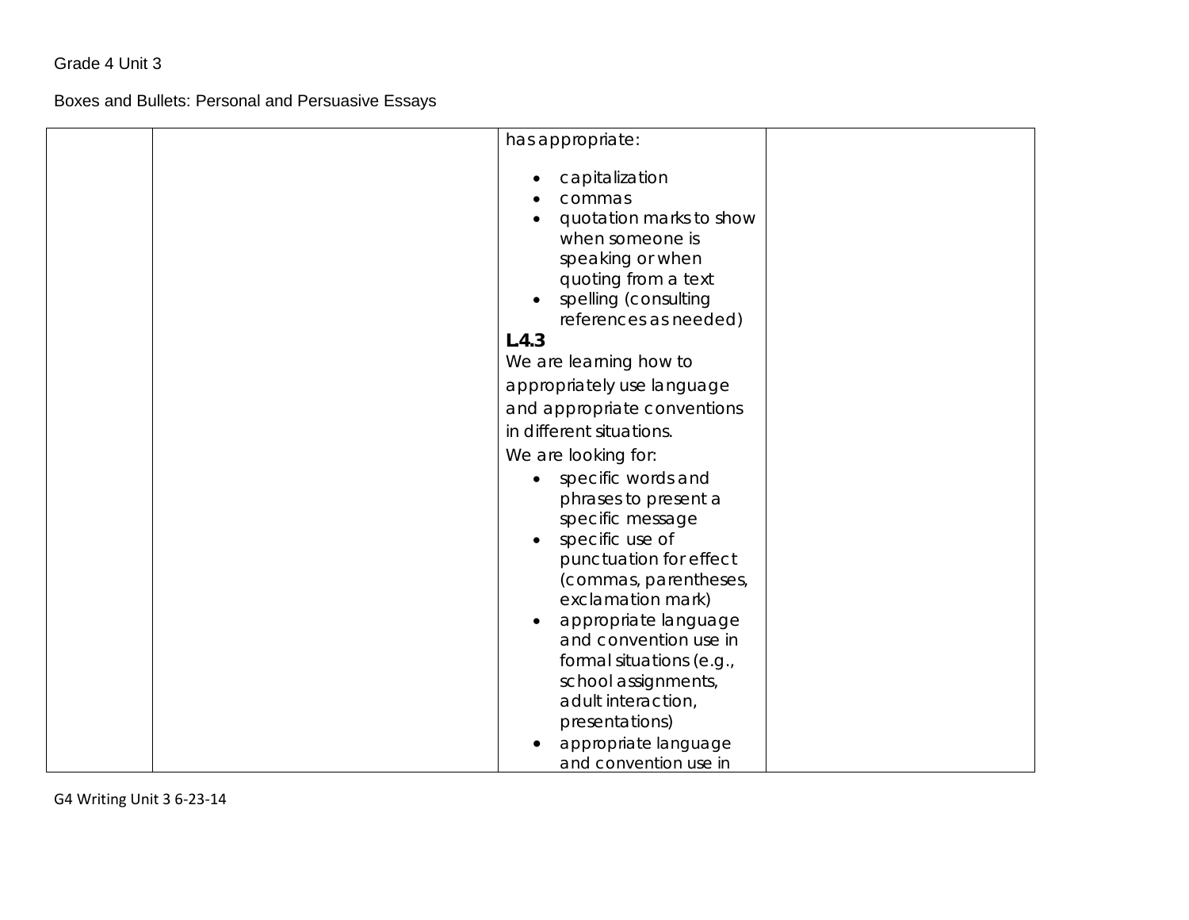| | | has appropriate:<br><br>• capitalization<br>• commas<br>• quotation marks to show when someone is speaking or when quoting from a text<br>• spelling (consulting references as needed)<br>**L.4.3**<br>We are learning how to appropriately use language and appropriate conventions in different situations.<br>We are looking for:<br>• specific words and phrases to present a specific message<br>• specific use of punctuation for effect (commas, parentheses, exclamation mark)<br>• appropriate language and convention use in formal situations (e.g., school assignments, adult interaction, presentations)<br>• appropriate language and convention use in | |
|---|---|---|---|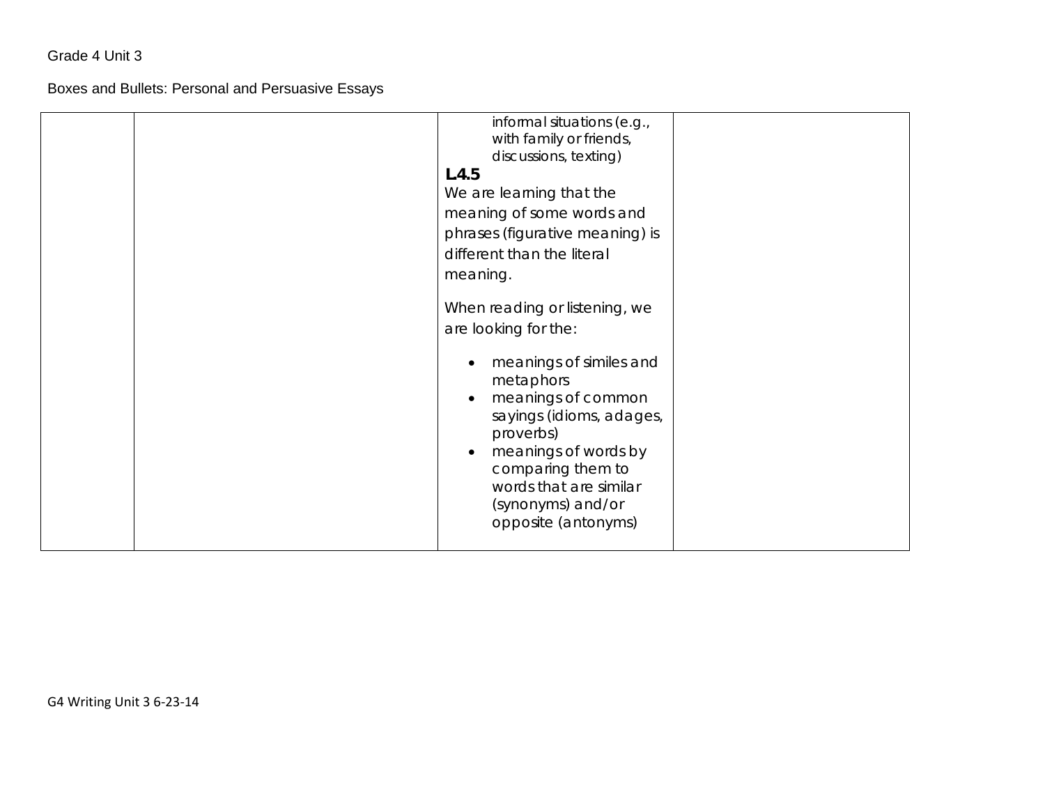| | | informal situations (e.g., with family or friends, discussions, texting)<br>**L4.5**<br>We are learning that the meaning of some words and phrases (figurative meaning) is different than the literal meaning.<br>When reading or listening, we are looking for the:<br>• meanings of similes and metaphors<br>• meanings of common sayings (idioms, adages, proverbs)<br>• meanings of words by comparing them to words that are similar (synonyms) and/or opposite (antonyms) | |
|---|---|---|---|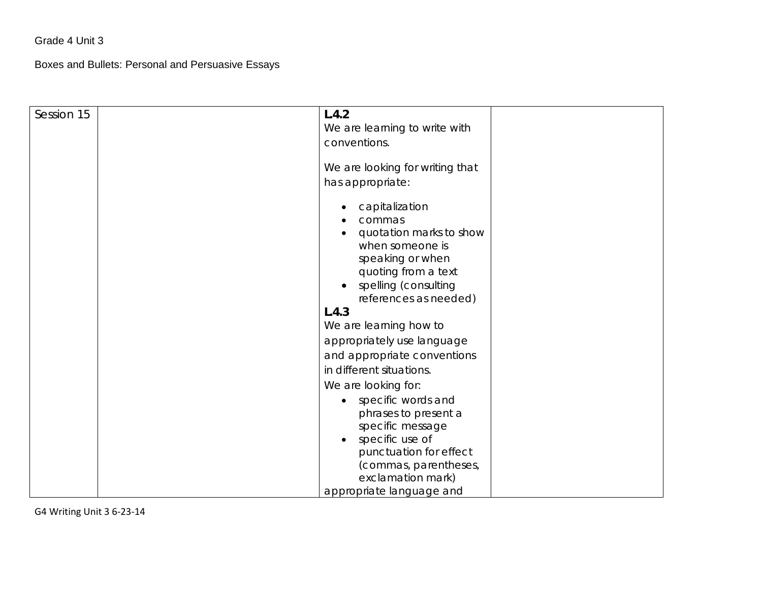Grade 4 Unit 3

Boxes and Bullets: Personal and Persuasive Essays

| | | | |
|---|---|---|---|
| Session 15 | | **L4.2**<br>We are learning to write with conventions.<br><br>We are looking for writing that has appropriate:<br><ul><li>capitalization</li><li>commas</li><li>quotation marks to show when someone is speaking or when quoting from a text</li><li>spelling (consulting references as needed)</li></ul>**L4.3**<br>We are learning how to appropriately use language and appropriate conventions in different situations.<br>We are looking for:<br><ul><li>specific words and phrases to present a specific message</li><li>specific use of punctuation for effect (commas, parentheses, exclamation mark)</li></ul>appropriate language and | |

G4 Writing Unit 3 6-23-14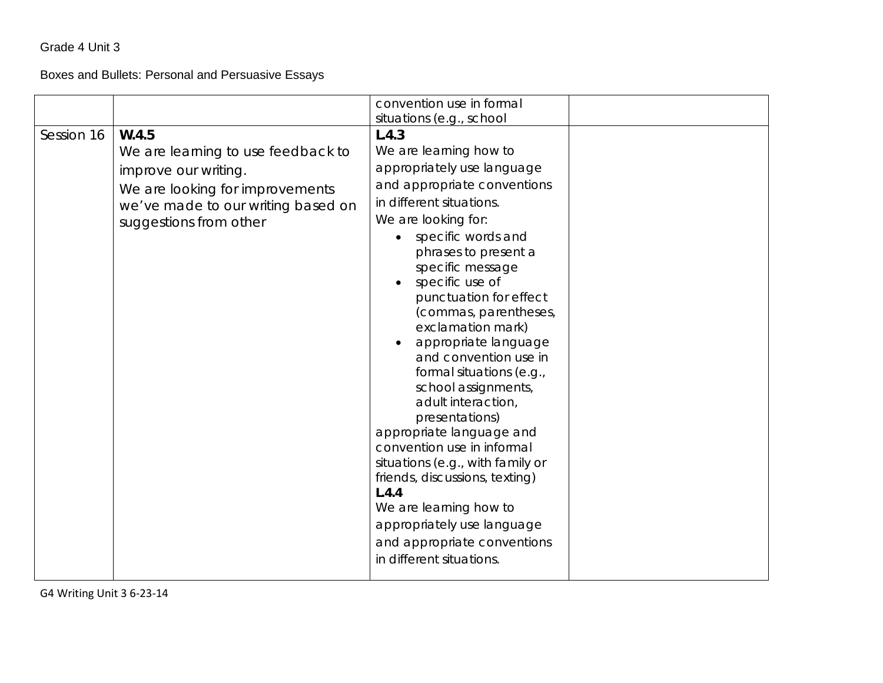Grade 4 Unit 3

Boxes and Bullets: Personal and Persuasive Essays

| | | | |
|---|---|---|---|
| | | convention use in formal situations (e.g., school | |
| Session 16 | **W.4.5**<br>We are learning to use feedback to improve our writing.<br>We are looking for improvements we've made to our writing based on suggestions from other | **L.4.3**<br>We are learning how to appropriately use language and appropriate conventions in different situations.<br>We are looking for:<br>• specific words and phrases to present a specific message<br>• specific use of punctuation for effect (commas, parentheses, exclamation mark)<br>• appropriate language and convention use in formal situations (e.g., school assignments, adult interaction, presentations)<br>appropriate language and convention use in informal situations (e.g., with family or friends, discussions, texting)<br>**L.4.4**<br>We are learning how to appropriately use language and appropriate conventions in different situations. | |

G4 Writing Unit 3 6-23-14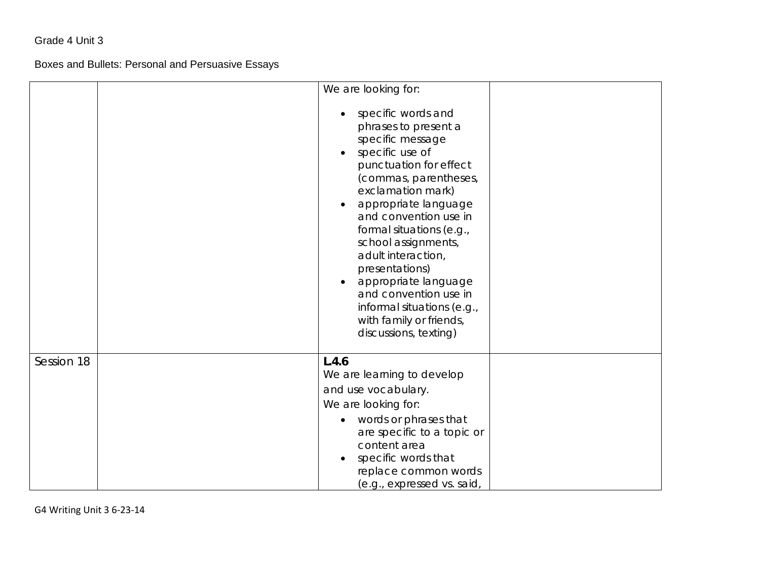Grade 4 Unit 3

Boxes and Bullets: Personal and Persuasive Essays

| | | | |
|---|---|---|---|
| | | We are looking for:<br><br>• specific words and phrases to present a specific message<br>• specific use of punctuation for effect (commas, parentheses, exclamation mark)<br>• appropriate language and convention use in formal situations (e.g., school assignments, adult interaction, presentations)<br>• appropriate language and convention use in informal situations (e.g., with family or friends, discussions, texting) | |
| Session 18 | | **L.4.6**<br>We are learning to develop and use vocabulary.<br>We are looking for:<br>• words or phrases that are specific to a topic or content area<br>• specific words that replace common words (e.g., expressed vs. said, | |

G4 Writing Unit 3 6-23-14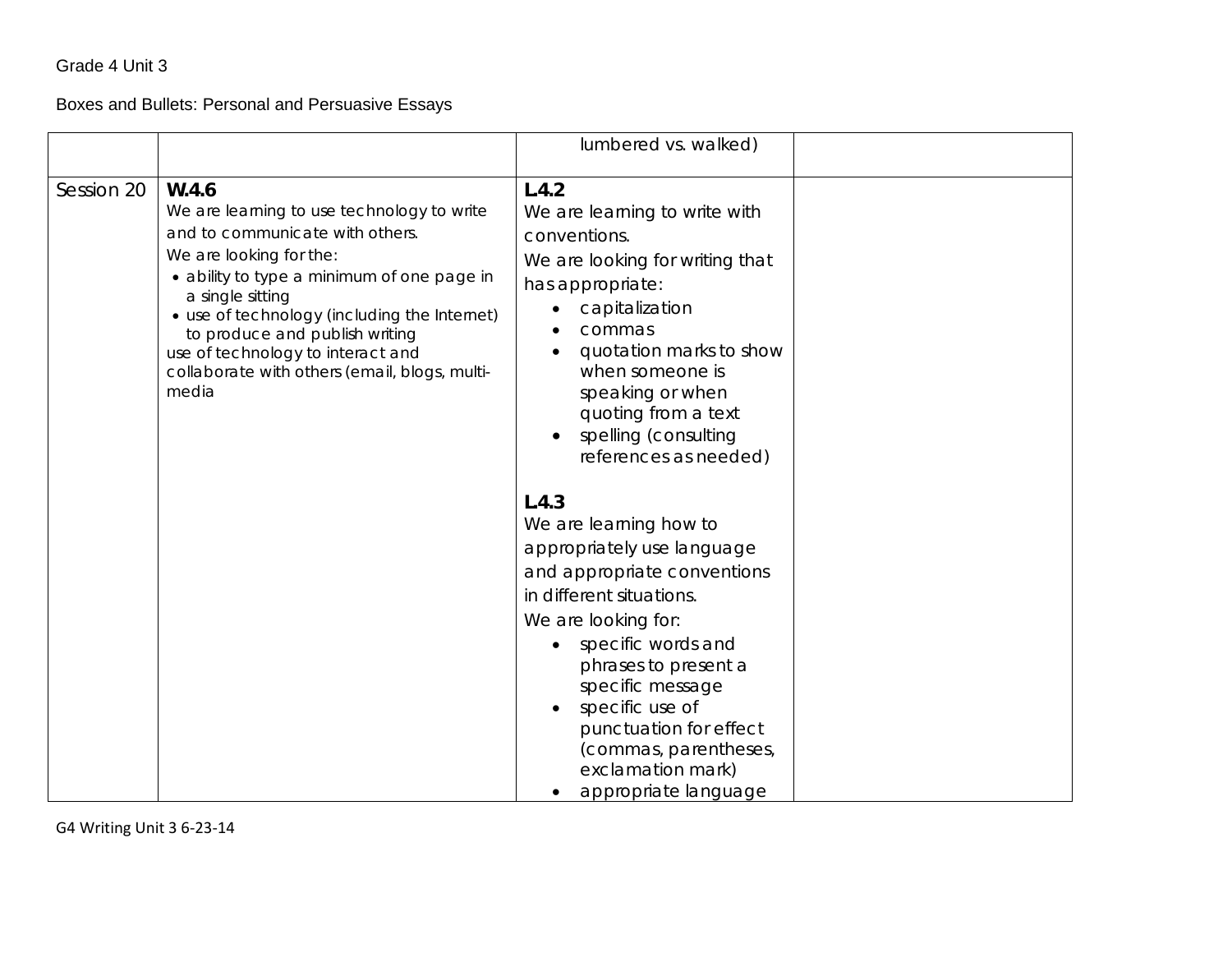Grade 4 Unit 3

Boxes and Bullets: Personal and Persuasive Essays

| | | | |
|---|---|---|---|
| | | lumbered vs. walked) | |
| Session 20 | **W.4.6**<br>We are learning to use technology to write and to communicate with others.<br>We are looking for the:<br>• ability to type a minimum of one page in a single sitting<br>• use of technology (including the Internet) to produce and publish writing<br>use of technology to interact and collaborate with others (email, blogs, multi-media | **L.4.2**<br>We are learning to write with conventions.<br>We are looking for writing that has appropriate:<br>• capitalization<br>• commas<br>• quotation marks to show when someone is speaking or when quoting from a text<br>• spelling (consulting references as needed)<br><br>**L.4.3**<br>We are learning how to appropriately use language and appropriate conventions in different situations.<br>We are looking for:<br>• specific words and phrases to present a specific message<br>• specific use of punctuation for effect (commas, parentheses, exclamation mark)<br>• appropriate language | |

G4 Writing Unit 3 6-23-14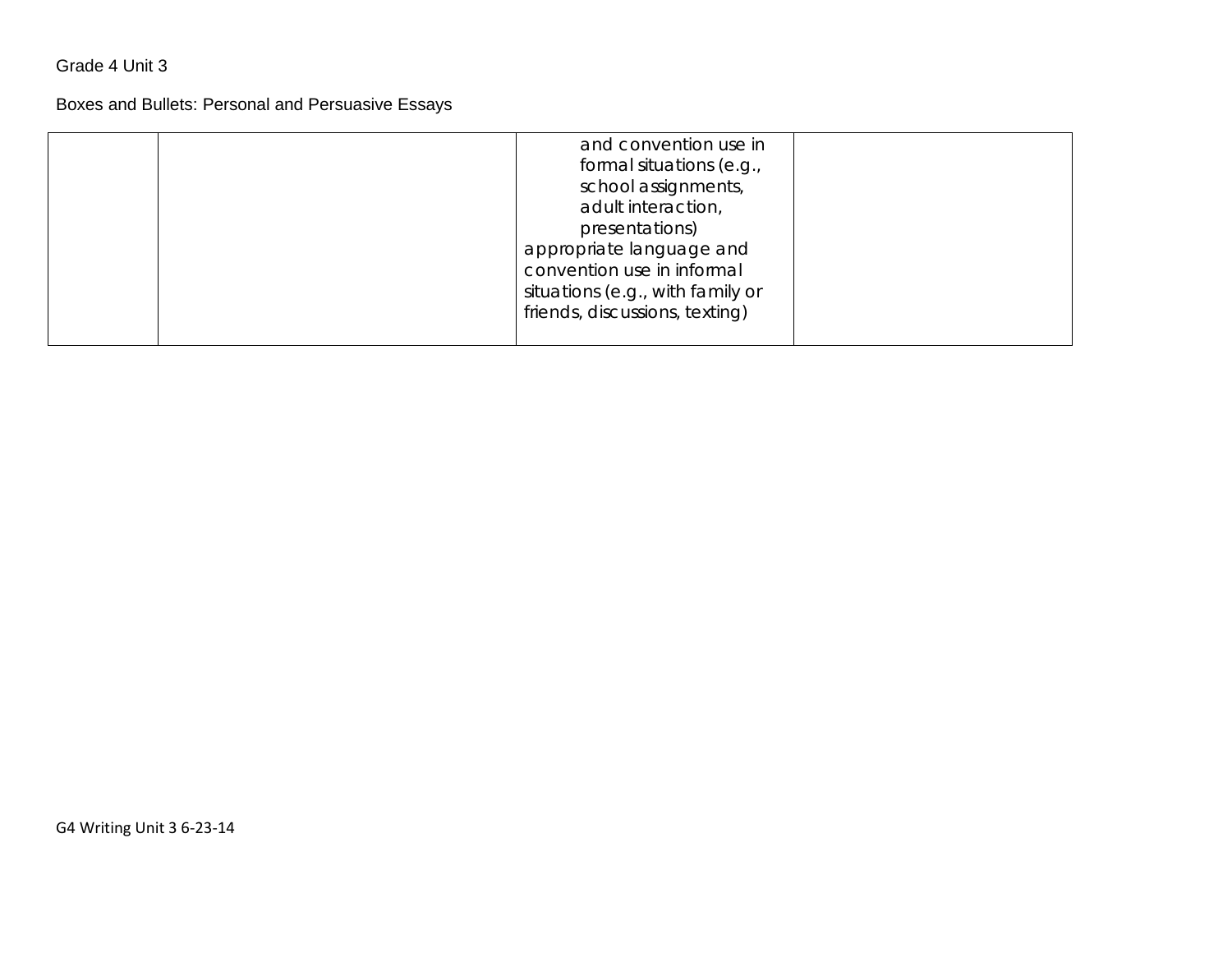| | | and convention use in formal situations (e.g., school assignments, adult interaction, presentations)<br>appropriate language and convention use in informal situations (e.g., with family or friends, discussions, texting) | |
|---|---|---|---|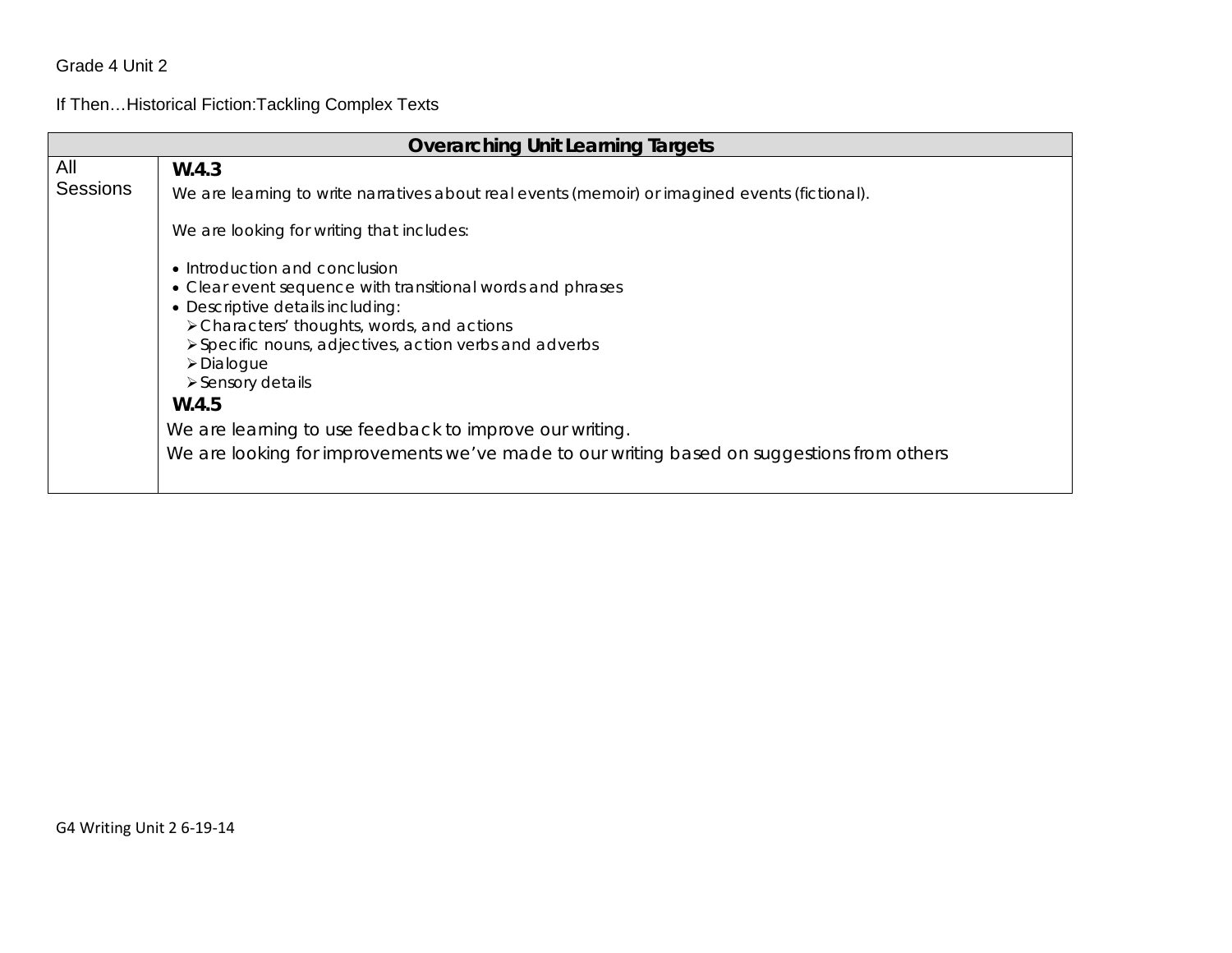Grade 4 Unit 2

If Then…Historical Fiction:Tackling Complex Texts

| Overarching Unit Learning Targets | |
|---|---|
| All Sessions | **W.4.3**<br>We are learning to write narratives about real events (memoir) or imagined events (fictional).<br><br>We are looking for writing that includes:<br><br>• Introduction and conclusion<br>• Clear event sequence with transitional words and phrases<br>• Descriptive details including:<br>➢ Characters' thoughts, words, and actions<br>➢ Specific nouns, adjectives, action verbs and adverbs<br>➢ Dialogue<br>➢ Sensory details<br>**W.4.5**<br>We are learning to use feedback to improve our writing.<br>We are looking for improvements we've made to our writing based on suggestions from others |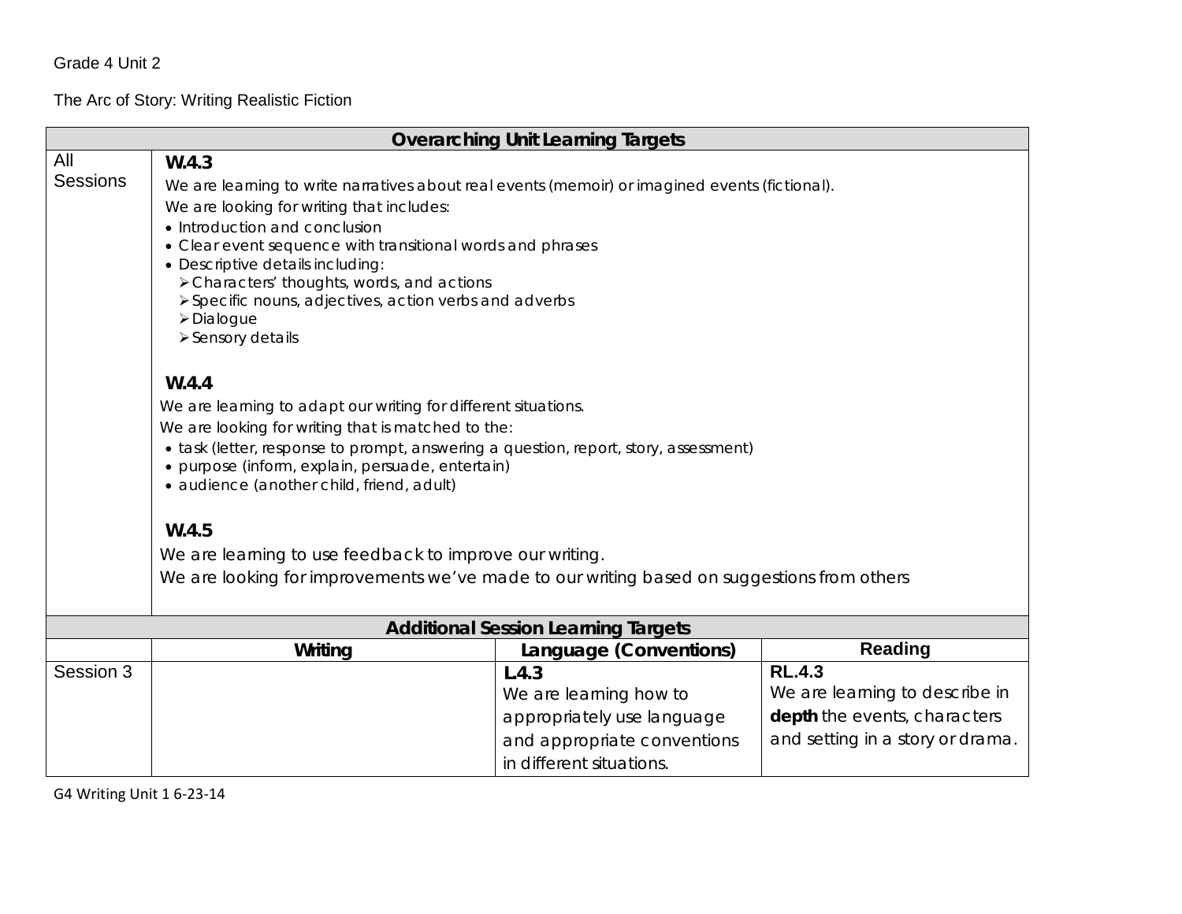Grade 4 Unit 2

The Arc of Story: Writing Realistic Fiction

| Overarching Unit Learning Targets | | | |
|---|---|---|---|
| All Sessions | **W.4.3**<br>We are learning to write narratives about real events (memoir) or imagined events (fictional).<br>We are looking for writing that includes:<br>• Introduction and conclusion<br>• Clear event sequence with transitional words and phrases<br>• Descriptive details including:<br>➢ Characters' thoughts, words, and actions<br>➢ Specific nouns, adjectives, action verbs and adverbs<br>➢ Dialogue<br>➢ Sensory details<br><br>**W.4.4**<br>We are learning to adapt our writing for different situations.<br>We are looking for writing that is matched to the:<br>• task (letter, response to prompt, answering a question, report, story, assessment)<br>• purpose (inform, explain, persuade, entertain)<br>• audience (another child, friend, adult)<br><br>**W.4.5**<br>We are learning to use feedback to improve our writing.<br>We are looking for improvements we've made to our writing based on suggestions from others | | |
| **Additional Session Learning Targets** | | | |
| | **Writing** | **Language (Conventions)** | **Reading** |
| Session 3 | | **L.4.3**<br>We are learning how to appropriately use language and appropriate conventions in different situations. | **RL.4.3**<br>We are learning to describe in **depth** the events, characters and setting in a story or drama. |

G4 Writing Unit 1 6-23-14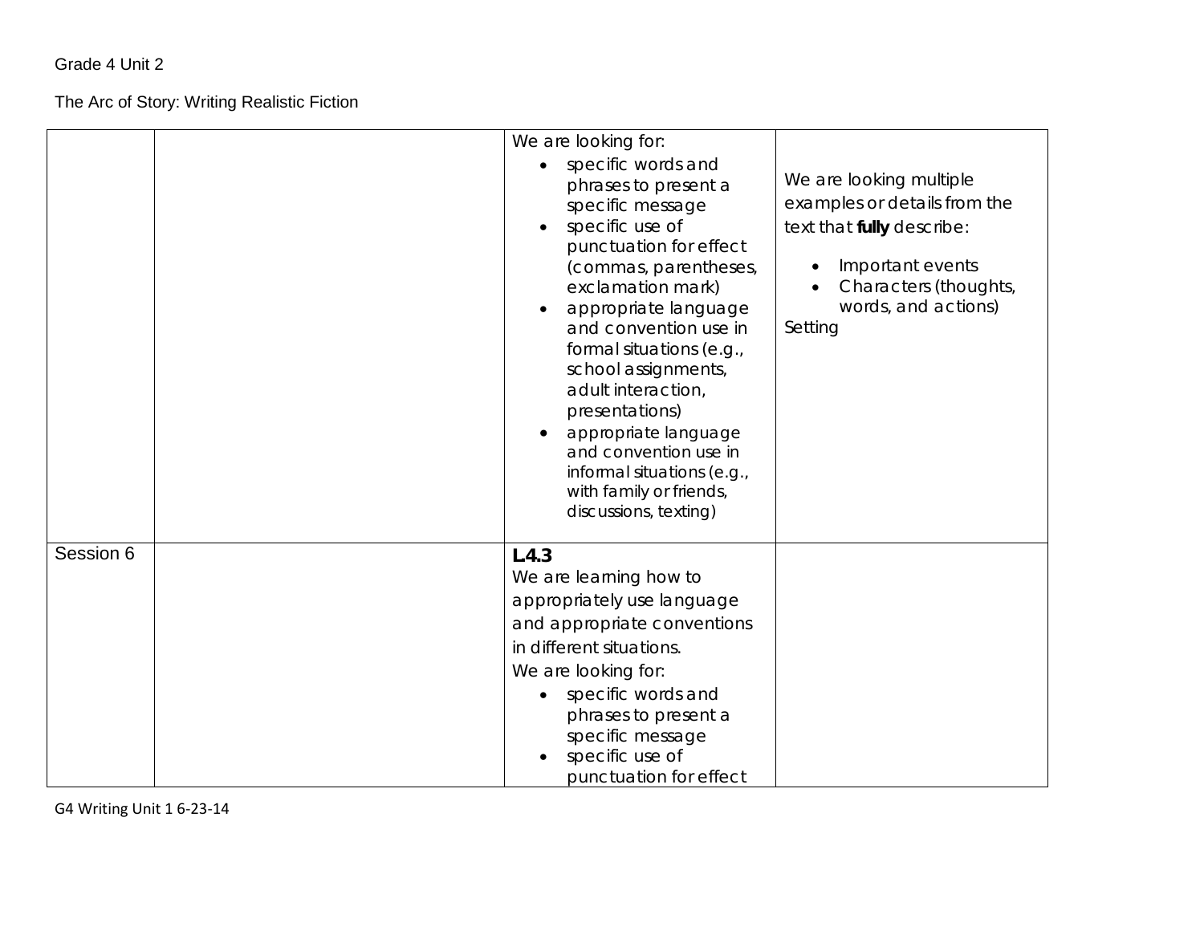Grade 4 Unit 2

The Arc of Story: Writing Realistic Fiction

| | | | |
|---|---|---|---|
| | | We are looking for:<br>• specific words and phrases to present a specific message<br>• specific use of punctuation for effect (commas, parentheses, exclamation mark)<br>• appropriate language and convention use in formal situations (e.g., school assignments, adult interaction, presentations)<br>• appropriate language and convention use in informal situations (e.g., with family or friends, discussions, texting) | We are looking multiple examples or details from the text that **fully** describe:<br>• Important events<br>• Characters (thoughts, words, and actions)<br>Setting |
| Session 6 | | **L.4.3**<br>We are learning how to appropriately use language and appropriate conventions in different situations.<br>We are looking for:<br>• specific words and phrases to present a specific message<br>• specific use of punctuation for effect | |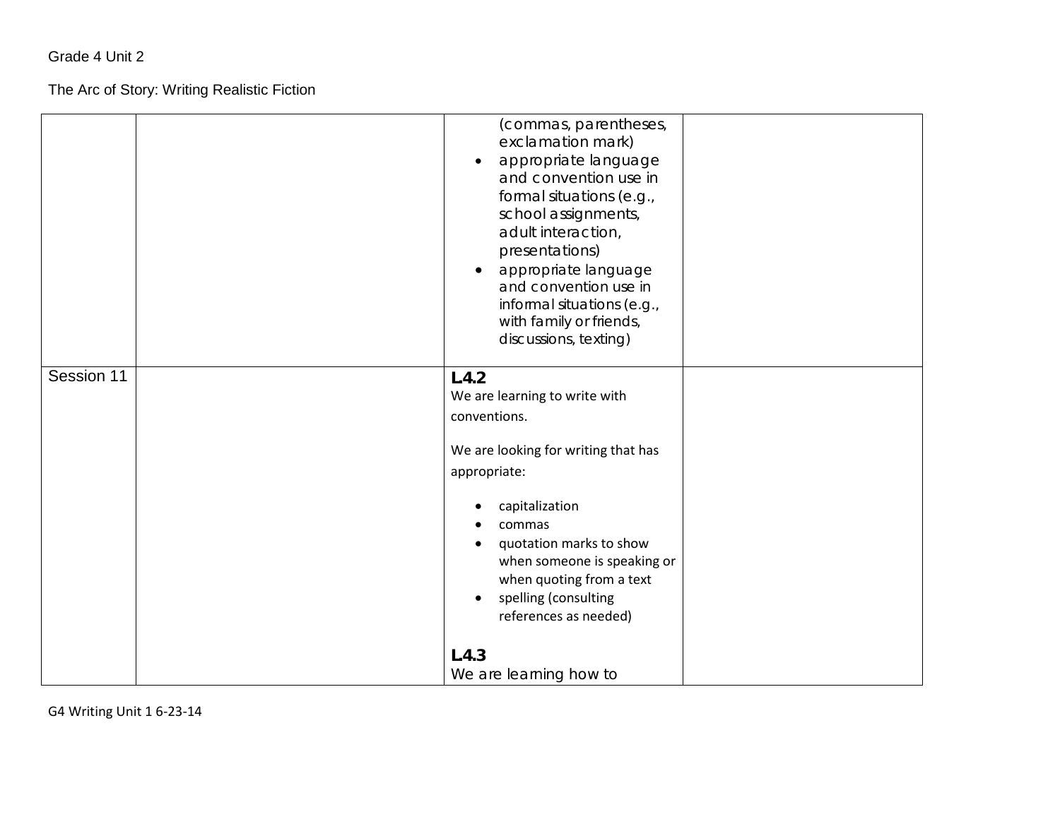Grade 4 Unit 2

The Arc of Story: Writing Realistic Fiction

| | | | |
|---|---|---|---|
| | | (commas, parentheses, exclamation mark)<br>• appropriate language and convention use in formal situations (e.g., school assignments, adult interaction, presentations)<br>• appropriate language and convention use in informal situations (e.g., with family or friends, discussions, texting) | |
| Session 11 | | **L.4.2**<br>We are learning to write with conventions.<br><br>We are looking for writing that has appropriate:<br><br>• capitalization<br>• commas<br>• quotation marks to show when someone is speaking or when quoting from a text<br>• spelling (consulting references as needed)<br><br>**L.4.3**<br>We are learning how to | |

G4 Writing Unit 1 6-23-14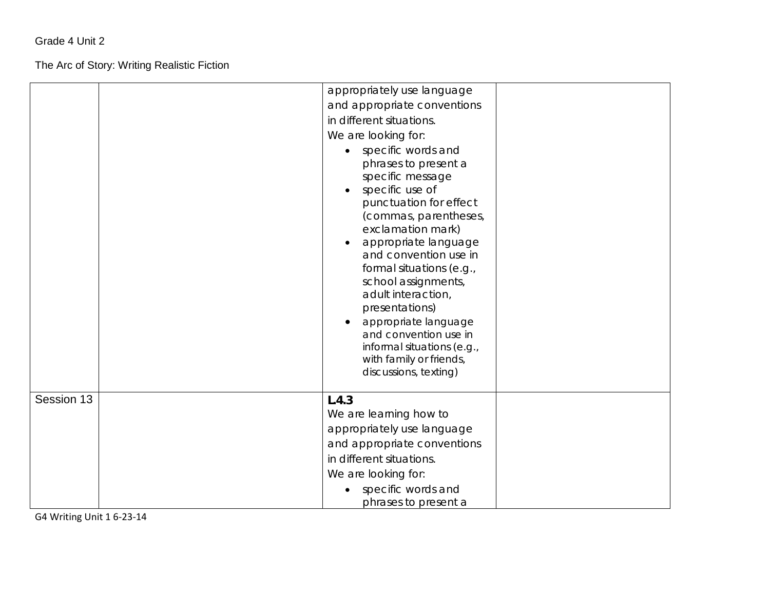| | | | |
|---|---|---|---|
| | | appropriately use language and appropriate conventions in different situations.<br>We are looking for:<br>• specific words and phrases to present a specific message<br>• specific use of punctuation for effect (commas, parentheses, exclamation mark)<br>• appropriate language and convention use in formal situations (e.g., school assignments, adult interaction, presentations)<br>• appropriate language and convention use in informal situations (e.g., with family or friends, discussions, texting) | |
| Session 13 | | **L4.3**<br>We are learning how to appropriately use language and appropriate conventions in different situations.<br>We are looking for:<br>• specific words and phrases to present a | |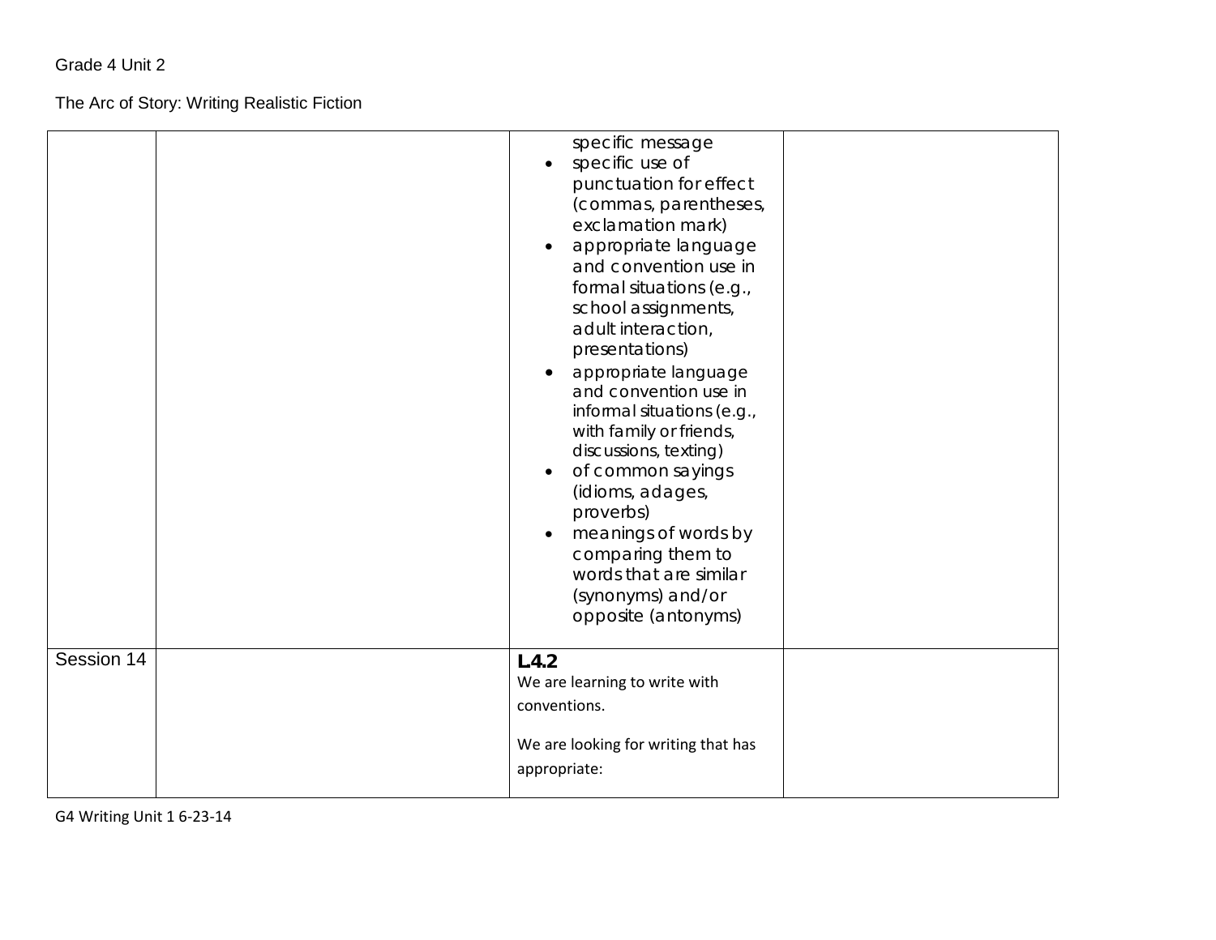Grade 4 Unit 2

The Arc of Story: Writing Realistic Fiction

| | | | |
|---|---|---|---|
| | | specific message<br>• specific use of punctuation for effect (commas, parentheses, exclamation mark)<br>• appropriate language and convention use in formal situations (e.g., school assignments, adult interaction, presentations)<br>• appropriate language and convention use in informal situations (e.g., with family or friends, discussions, texting)<br>• of common sayings (idioms, adages, proverbs)<br>• meanings of words by comparing them to words that are similar (synonyms) and/or opposite (antonyms) | |
| Session 14 | | **L.4.2**<br>We are learning to write with conventions.<br><br>We are looking for writing that has appropriate: | |

G4 Writing Unit 1 6-23-14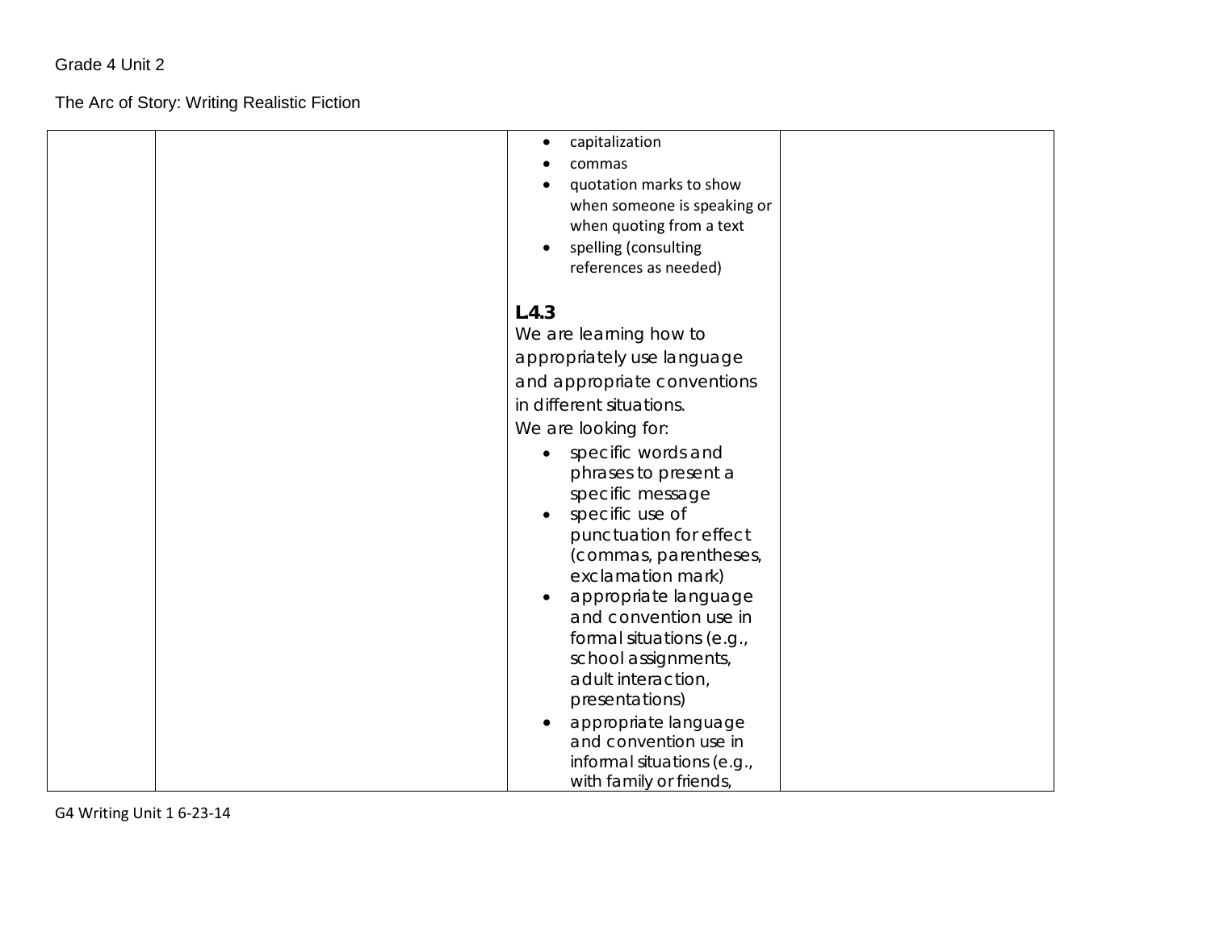Grade 4 Unit 2

The Arc of Story: Writing Realistic Fiction

| | | | |
|---|---|---|---|
| | | • capitalization<br>• commas<br>• quotation marks to show when someone is speaking or when quoting from a text<br>• spelling (consulting references as needed)<br><br>**L4.3**<br>We are learning how to appropriately use language and appropriate conventions in different situations.<br>We are looking for:<br>• specific words and phrases to present a specific message<br>• specific use of punctuation for effect (commas, parentheses, exclamation mark)<br>• appropriate language and convention use in formal situations (e.g., school assignments, adult interaction, presentations)<br>• appropriate language and convention use in informal situations (e.g., with family or friends, | |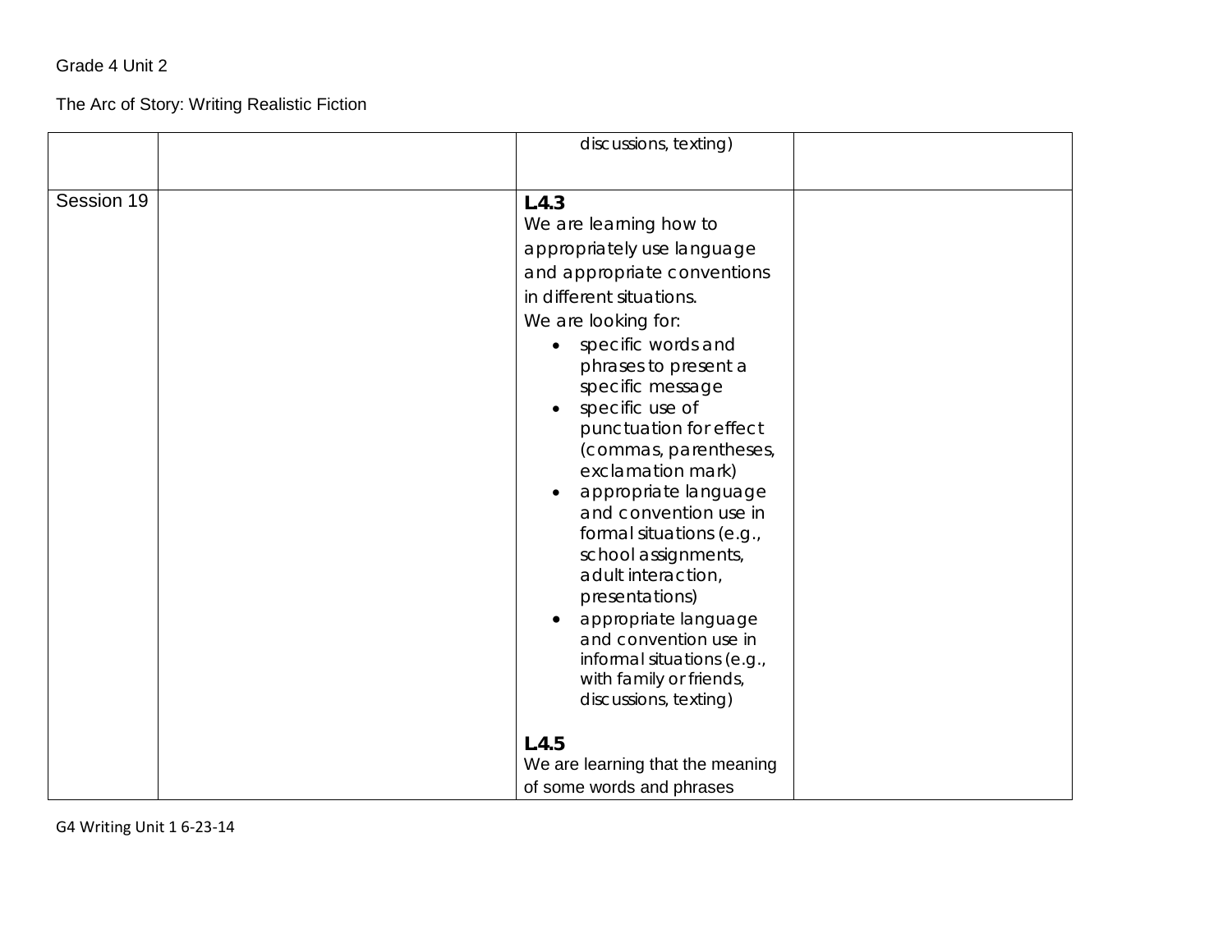| | | | |
|---|---|---|---|
| | | discussions, texting) | |
| Session 19 | | **L4.3**<br>We are learning how to appropriately use language and appropriate conventions in different situations.<br>We are looking for:<br>• specific words and phrases to present a specific message<br>• specific use of punctuation for effect (commas, parentheses, exclamation mark)<br>• appropriate language and convention use in formal situations (e.g., school assignments, adult interaction, presentations)<br>• appropriate language and convention use in informal situations (e.g., with family or friends, discussions, texting)<br><br>**L4.5**<br>We are learning that the meaning of some words and phrases | |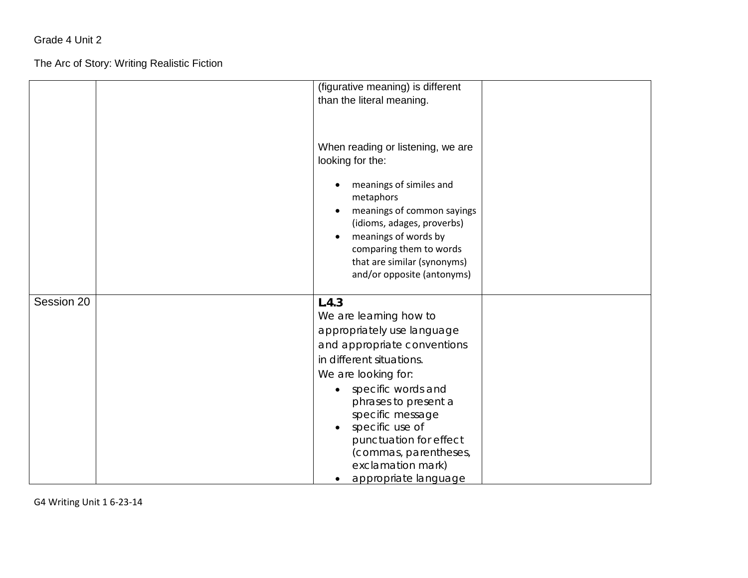| | | | |
|---|---|---|---|
| | | (figurative meaning) is different than the literal meaning.<br><br>When reading or listening, we are looking for the:<br><ul><li>meanings of similes and metaphors</li><li>meanings of common sayings (idioms, adages, proverbs)</li><li>meanings of words by comparing them to words that are similar (synonyms) and/or opposite (antonyms)</li></ul> | |
| Session 20 | | **L4.3**<br>We are learning how to appropriately use language and appropriate conventions in different situations.<br>We are looking for:<br><ul><li>specific words and phrases to present a specific message</li><li>specific use of punctuation for effect (commas, parentheses, exclamation mark)</li><li>appropriate language</li></ul> | |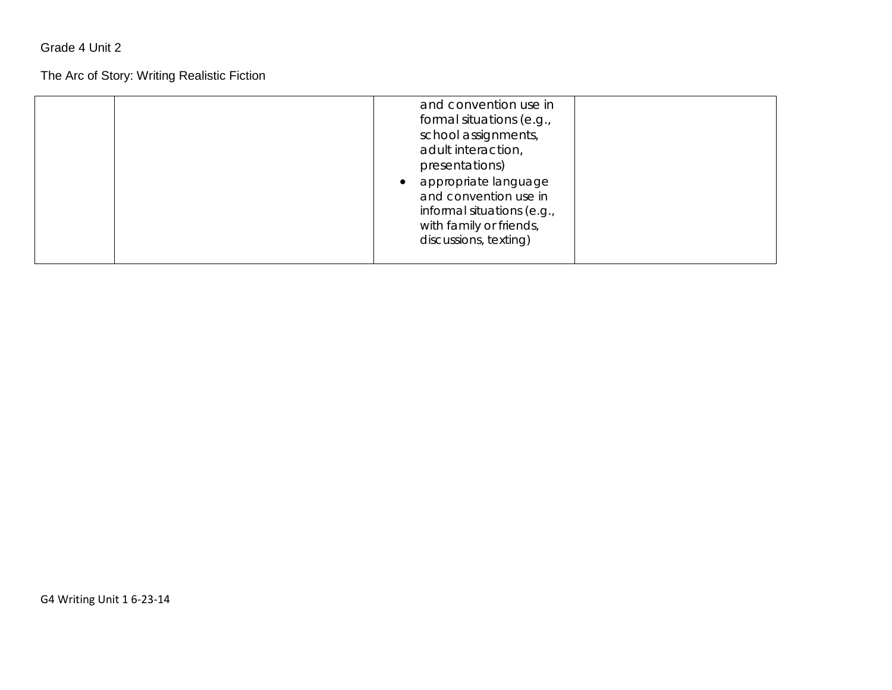| | | | |
|---|---|---|---|
| | | and convention use in formal situations (e.g., school assignments, adult interaction, presentations)<br>• appropriate language and convention use in informal situations (e.g., with family or friends, discussions, texting) | |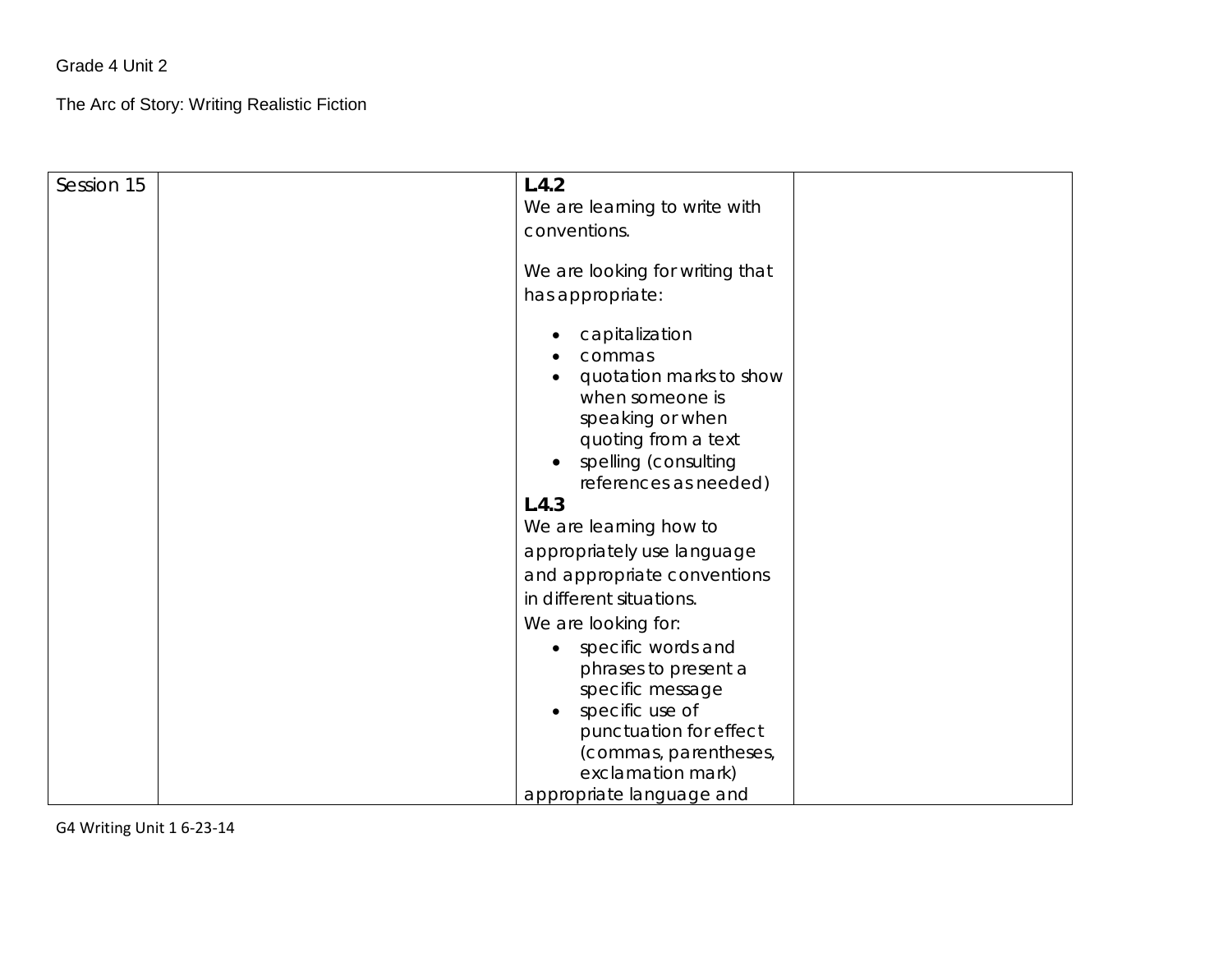Grade 4 Unit 2

The Arc of Story: Writing Realistic Fiction

| Session 15 | | **L4.2**<br>We are learning to write with conventions.<br><br>We are looking for writing that has appropriate:<br><ul><li>capitalization</li><li>commas</li><li>quotation marks to show when someone is speaking or when quoting from a text</li><li>spelling (consulting references as needed)</li></ul>**L4.3**<br>We are learning how to appropriately use language and appropriate conventions in different situations.<br>We are looking for:<br><ul><li>specific words and phrases to present a specific message</li><li>specific use of punctuation for effect (commas, parentheses, exclamation mark)</li></ul>appropriate language and | |
|---|---|---|---|

G4 Writing Unit 1 6-23-14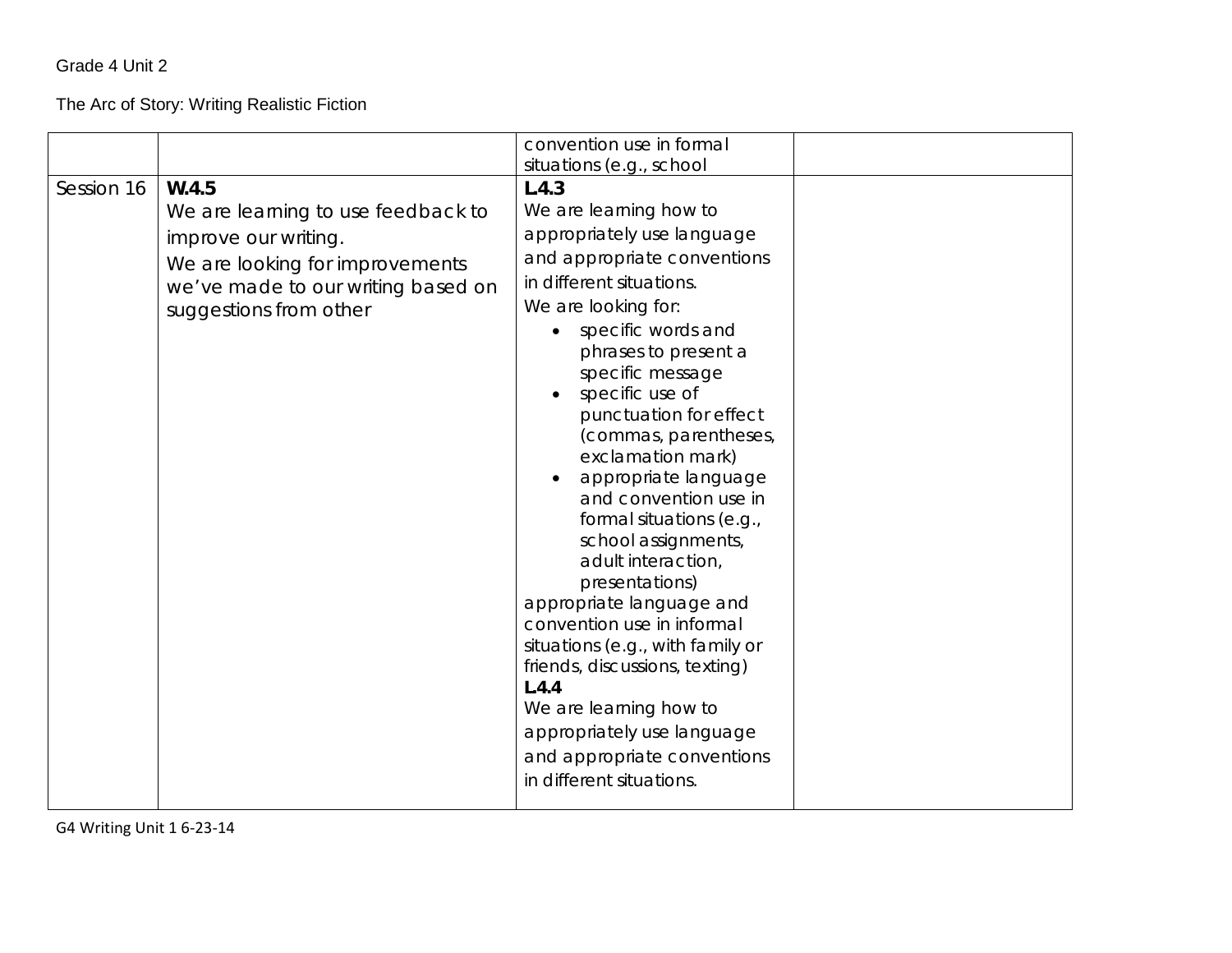Grade 4 Unit 2

The Arc of Story: Writing Realistic Fiction

| | | | |
|---|---|---|---|
| | | convention use in formal situations (e.g., school | |
| Session 16 | **W.4.5**<br>We are learning to use feedback to improve our writing.<br>We are looking for improvements we've made to our writing based on suggestions from other | **L.4.3**<br>We are learning how to appropriately use language and appropriate conventions in different situations.<br>We are looking for:<br>• specific words and phrases to present a specific message<br>• specific use of punctuation for effect (commas, parentheses, exclamation mark)<br>• appropriate language and convention use in formal situations (e.g., school assignments, adult interaction, presentations)<br>appropriate language and convention use in informal situations (e.g., with family or friends, discussions, texting)<br>**L.4.4**<br>We are learning how to appropriately use language and appropriate conventions in different situations. | |

G4 Writing Unit 1 6-23-14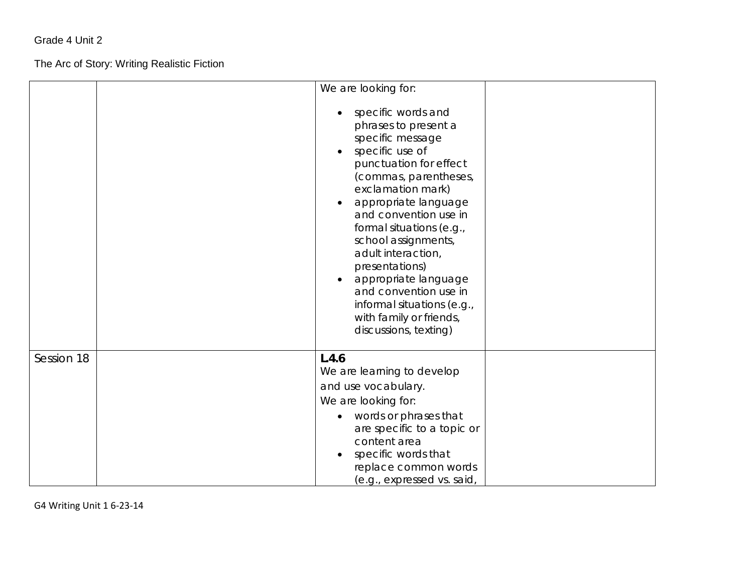| | | | |
|---|---|---|---|
| | | We are looking for:<br>• specific words and phrases to present a specific message<br>• specific use of punctuation for effect (commas, parentheses, exclamation mark)<br>• appropriate language and convention use in formal situations (e.g., school assignments, adult interaction, presentations)<br>• appropriate language and convention use in informal situations (e.g., with family or friends, discussions, texting) | |
| Session 18 | | **L.4.6**<br>We are learning to develop and use vocabulary.<br>We are looking for:<br>• words or phrases that are specific to a topic or content area<br>• specific words that replace common words (e.g., expressed vs. said, | |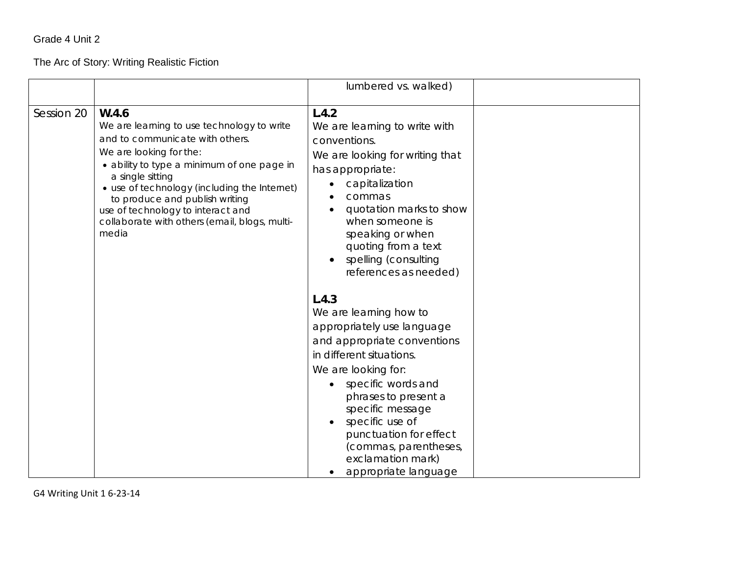Grade 4 Unit 2

The Arc of Story: Writing Realistic Fiction

| | | | |
|---|---|---|---|
| | | lumbered vs. walked) | |
| Session 20 | **W.4.6**<br>We are learning to use technology to write and to communicate with others.<br>We are looking for the:<br>• ability to type a minimum of one page in a single sitting<br>• use of technology (including the Internet) to produce and publish writing<br>use of technology to interact and collaborate with others (email, blogs, multi-media | **L.4.2**<br>We are learning to write with conventions.<br>We are looking for writing that has appropriate:<br>• capitalization<br>• commas<br>• quotation marks to show when someone is speaking or when quoting from a text<br>• spelling (consulting references as needed)<br><br>**L.4.3**<br>We are learning how to appropriately use language and appropriate conventions in different situations.<br>We are looking for:<br>• specific words and phrases to present a specific message<br>• specific use of punctuation for effect (commas, parentheses, exclamation mark)<br>• appropriate language | |

G4 Writing Unit 1 6-23-14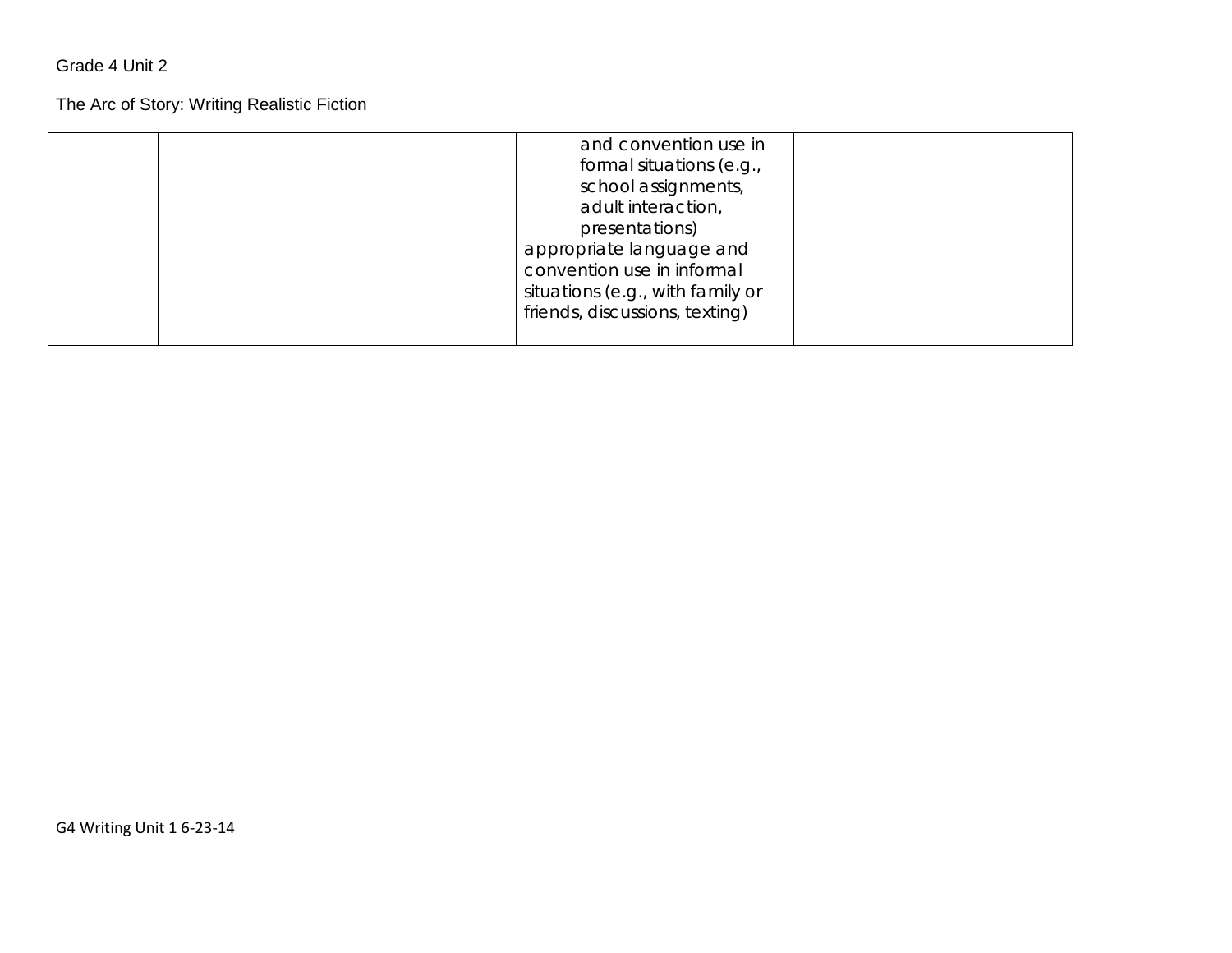Grade 4 Unit 2

The Arc of Story: Writing Realistic Fiction

| | | | |
|---|---|---|---|
| | | and convention use in formal situations (e.g., school assignments, adult interaction, presentations)<br>appropriate language and convention use in informal situations (e.g., with family or friends, discussions, texting) | |